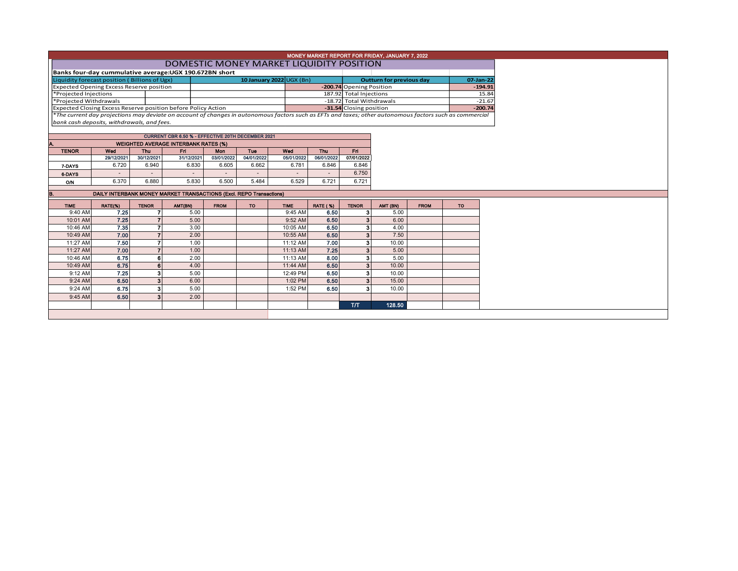# MONEY MARKET REPORT FOR FRIDAY, JANUARY 7, 2022

## DOMESTIC MONEY MARKET LIQUIDITY POSITION

**Banks four-day cummulative average:UGX 190.672BN short**

| Liquidity forecast position ( Billions of Ugx) | 10 January 2022 UGX (Bn) | Outturn for previous day | 07-Jan-22 |
|---|---|---|---|
| Expected Opening Excess Reserve position | -200.74 | Opening Position | -194.91 |
| *Projected Injections | 187.92 | Total Injections | 15.84 |
| *Projected Withdrawals | -18.72 | Total Withdrawals | -21.67 |
| Expected Closing Excess Reserve position before Policy Action | -31.54 | Closing position | -200.74 |

*\*The current day projections may deviate on account of changes in autonomous factors such as EFTs and taxes; other autonomous factors such as commercial bank cash deposits, withdrawals, and fees.*

**CURRENT CBR 6.50 % - EFFECTIVE 20TH DECEMBER 2021**

### A. WEIGHTED AVERAGE INTERBANK RATES (%)

| TENOR | Wed 29/12/2021 | Thu 30/12/2021 | Fri 31/12/2021 | Mon 03/01/2022 | Tue 04/01/2022 | Wed 05/01/2022 | Thu 06/01/2022 | Fri 07/01/2022 |
|---|---|---|---|---|---|---|---|---|
| 7-DAYS | 6.720 | 6.940 | 6.830 | 6.605 | 6.662 | 6.781 | 6.846 | 6.846 |
| 6-DAYS | - | - | - | - | - | - | - | 6.750 |
| O/N | 6.370 | 6.880 | 5.830 | 6.500 | 5.484 | 6.529 | 6.721 | 6.721 |

### B. DAILY INTERBANK MONEY MARKET TRANSACTIONS (Excl. REPO Transactions)

| TIME | RATE(%) | TENOR | AMT(BN) | FROM | TO | TIME | RATE ( %) | TENOR | AMT (BN) | FROM | TO |
|---|---|---|---|---|---|---|---|---|---|---|---|
| 9:40 AM | 7.25 | 7 | 5.00 | | | 9:45 AM | 6.50 | 3 | 5.00 | | |
| 10:01 AM | 7.25 | 7 | 5.00 | | | 9:52 AM | 6.50 | 3 | 6.00 | | |
| 10:46 AM | 7.35 | 7 | 3.00 | | | 10:05 AM | 6.50 | 3 | 4.00 | | |
| 10:49 AM | 7.00 | 7 | 2.00 | | | 10:55 AM | 6.50 | 3 | 7.50 | | |
| 11:27 AM | 7.50 | 7 | 1.00 | | | 11:12 AM | 7.00 | 3 | 10.00 | | |
| 11:27 AM | 7.00 | 7 | 1.00 | | | 11:13 AM | 7.25 | 3 | 5.00 | | |
| 10:46 AM | 6.75 | 6 | 2.00 | | | 11:13 AM | 8.00 | 3 | 5.00 | | |
| 10:49 AM | 6.75 | 6 | 4.00 | | | 11:44 AM | 6.50 | 3 | 10.00 | | |
| 9:12 AM | 7.25 | 3 | 5.00 | | | 12:49 PM | 6.50 | 3 | 10.00 | | |
| 9:24 AM | 6.50 | 3 | 6.00 | | | 1:02 PM | 6.50 | 3 | 15.00 | | |
| 9:24 AM | 6.75 | 3 | 5.00 | | | 1:52 PM | 6.50 | 3 | 10.00 | | |
| 9:45 AM | 6.50 | 3 | 2.00 | | | | | | | | |
| | | | | | | | | T/T | 128.50 | | |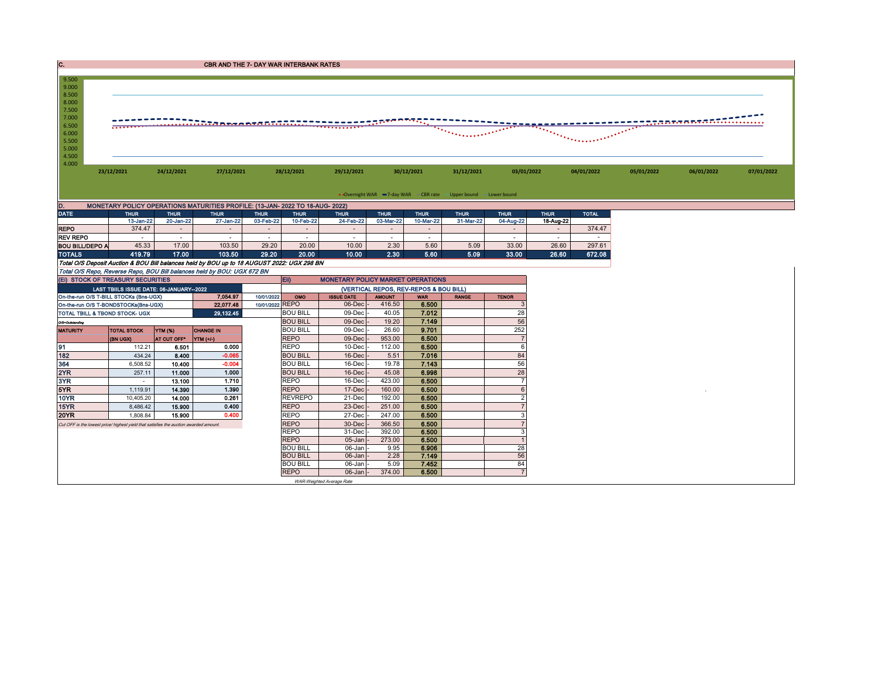## C. CBR AND THE 7- DAY WAR INTERBANK RATES

9.500
9.000
8.500
8.000
7.500
7.000
6.500
6.000
5.500
5.000
4.500
4.000

23/12/2021 24/12/2021 27/12/2021 28/12/2021 29/12/2021 30/12/2021 31/12/2021 03/01/2022 04/01/2022 05/01/2022 06/01/2022 07/01/2022

Overnight WAR — 7-day WAR — CBR rate — Upper bound — Lower bound

## D. MONETARY POLICY OPERATIONS MATURITIES PROFILE: (13-JAN- 2022 TO 18-AUG- 2022)

| DATE | THUR | THUR | THUR | THUR | THUR | THUR | THUR | THUR | THUR | THUR | THUR | TOTAL |
|---|---|---|---|---|---|---|---|---|---|---|---|---|
| | 13-Jan-22 | 20-Jan-22 | 27-Jan-22 | 03-Feb-22 | 10-Feb-22 | 24-Feb-22 | 03-Mar-22 | 10-Mar-22 | 31-Mar-22 | 04-Aug-22 | 18-Aug-22 | |
| REPO | 374.47 | - | - | - | - | - | - | - | | - | - | 374.47 |
| REV REPO | - | - | - | - | - | - | - | - | | - | - | - |
| BOU BILL/DEPO A | 45.33 | 17.00 | 103.50 | 29.20 | 20.00 | 10.00 | 2.30 | 5.60 | 5.09 | 33.00 | 26.60 | 297.61 |
| TOTALS | 419.79 | 17.00 | 103.50 | 29.20 | 20.00 | 10.00 | 2.30 | 5.60 | 5.09 | 33.00 | 26.60 | 672.08 |

*Total O/S Deposit Auction & BOU Bill balances held by BOU up to 18 AUGUST 2022: UGX 298 BN*

*Total O/S Repo, Reverse Repo, BOU Bill balances held by BOU: UGX 672 BN*

### (Ei) STOCK OF TREASURY SECURITIES

| LAST TBIILS ISSUE DATE: 06-JANUARY--2022 | | | |
|---|---|---|---|
| On-the-run O/S T-BILL STOCKs (Bns-UGX) | | 7,054.97 | 10/01/2022 |
| On-the-run O/S T-BONDSTOCKs(Bns-UGX) | | 22,077.48 | 10/01/2022 |
| TOTAL TBILL & TBOND STOCK- UGX | | 29,132.45 | |

*O/S=Outstanding*

| MATURITY | TOTAL STOCK (BN UGX) | YTM (%) AT CUT OFF* | CHANGE IN YTM (+/-) |
|---|---|---|---|
| 91 | 112.21 | 6.501 | 0.000 |
| 182 | 434.24 | 8.400 | -0.065 |
| 364 | 6,508.52 | 10.400 | -0.004 |
| 2YR | 257.11 | 11.000 | 1.000 |
| 3YR | - | 13.100 | 1.710 |
| 5YR | 1,119.91 | 14.390 | 1.390 |
| 10YR | 10,405.20 | 14.000 | 0.261 |
| 15YR | 8,486.42 | 15.900 | 0.400 |
| 20YR | 1,808.84 | 15.900 | 0.400 |

*Cut OFF is the lowest price/ highest yield that satisfies the auction awarded amount.*

### Eii) MONETARY POLICY MARKET OPERATIONS

(VERTICAL REPOS, REV-REPOS & BOU BILL)

| OMO | ISSUE DATE | AMOUNT | WAR | RANGE | TENOR |
|---|---|---|---|---|---|
| REPO | 06-Dec - | 416.50 | 6.500 | | 3 |
| BOU BILL | 09-Dec - | 40.05 | 7.012 | | 28 |
| BOU BILL | 09-Dec - | 19.20 | 7.149 | | 56 |
| BOU BILL | 09-Dec - | 26.60 | 9.701 | | 252 |
| REPO | 09-Dec - | 953.00 | 6.500 | | 7 |
| REPO | 10-Dec - | 112.00 | 6.500 | | 6 |
| BOU BILL | 16-Dec - | 5.51 | 7.016 | | 84 |
| BOU BILL | 16-Dec - | 19.78 | 7.143 | | 56 |
| BOU BILL | 16-Dec - | 45.08 | 6.998 | | 28 |
| REPO | 16-Dec - | 423.00 | 6.500 | | 7 |
| REPO | 17-Dec - | 160.00 | 6.500 | | 6 |
| REVREPO | 21-Dec - | 192.00 | 6.500 | | 2 |
| REPO | 23-Dec - | 251.00 | 6.500 | | 7 |
| REPO | 27-Dec - | 247.00 | 6.500 | | 3 |
| REPO | 30-Dec - | 366.50 | 6.500 | | 7 |
| REPO | 31-Dec - | 392.00 | 6.500 | | 3 |
| REPO | 05-Jan - | 273.00 | 6.500 | | 1 |
| BOU BILL | 06-Jan - | 9.95 | 6.906 | | 28 |
| BOU BILL | 06-Jan - | 2.28 | 7.149 | | 56 |
| BOU BILL | 06-Jan - | 5.09 | 7.452 | | 84 |
| REPO | 06-Jan - | 374.00 | 6.500 | | 7 |

*WAR-Weighted Average Rate*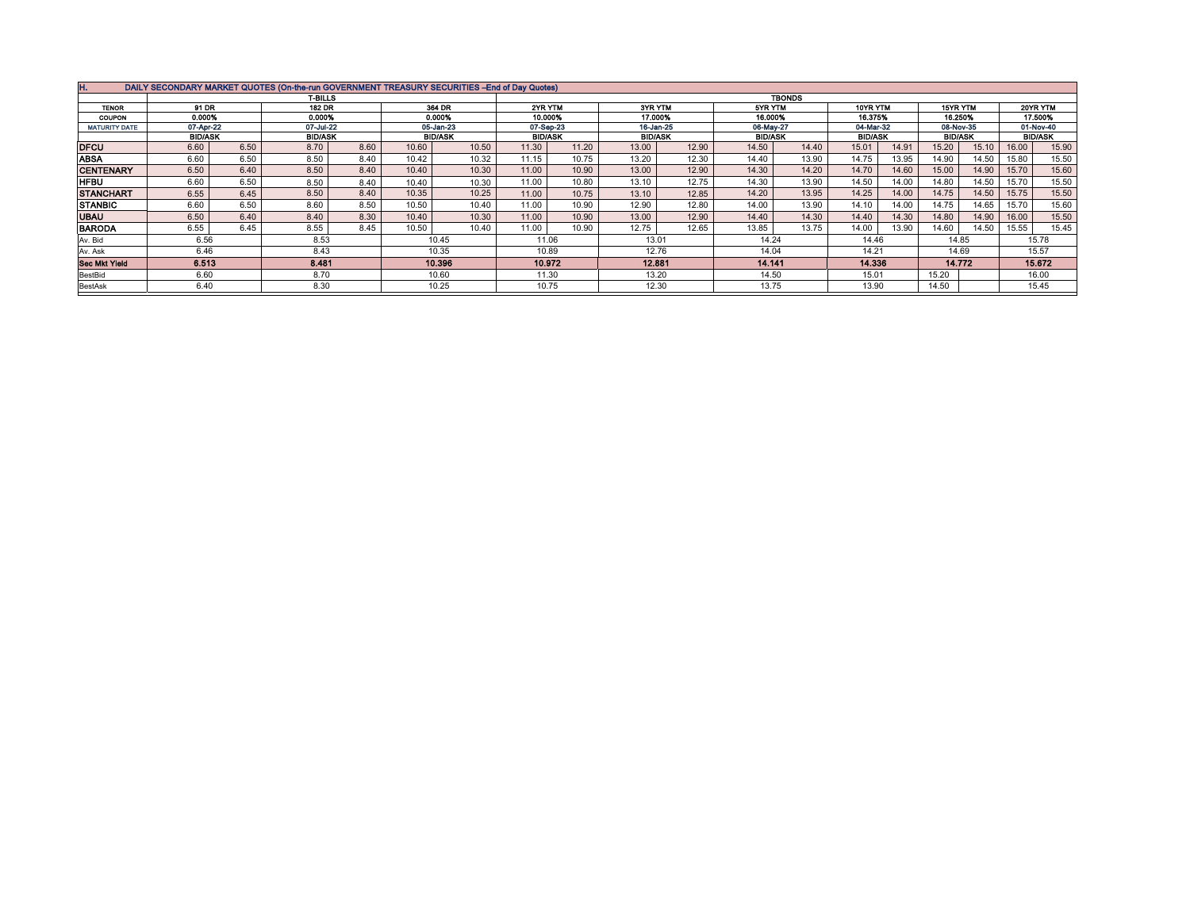| H. | DAILY SECONDARY MARKET QUOTES (On-the-run GOVERNMENT TREASURY SECURITIES –End of Day Quotes) | | | | | | | | | | | | | | | | | |
|---|---|---|---|---|---|---|---|---|---|---|---|---|---|---|---|---|---|---|
| | T-BILLS | | | | | | TBONDS | | | | | | | | | | | |
| TENOR | 91 DR | | 182 DR | | 364 DR | | 2YR YTM | | 3YR YTM | | 5YR YTM | | 10YR YTM | | 15YR YTM | | 20YR YTM | |
| COUPON | 0.000% | | 0.000% | | 0.000% | | 10.000% | | 17.000% | | 16.000% | | 16.375% | | 16.250% | | 17.500% | |
| MATURITY DATE | 07-Apr-22 | | 07-Jul-22 | | 05-Jan-23 | | 07-Sep-23 | | 16-Jan-25 | | 06-May-27 | | 04-Mar-32 | | 08-Nov-35 | | 01-Nov-40 | |
| | BID/ASK | | BID/ASK | | BID/ASK | | BID/ASK | | BID/ASK | | BID/ASK | | BID/ASK | | BID/ASK | | BID/ASK | |
| DFCU | 6.60 | 6.50 | 8.70 | 8.60 | 10.60 | 10.50 | 11.30 | 11.20 | 13.00 | 12.90 | 14.50 | 14.40 | 15.01 | 14.91 | 15.20 | 15.10 | 16.00 | 15.90 |
| ABSA | 6.60 | 6.50 | 8.50 | 8.40 | 10.42 | 10.32 | 11.15 | 10.75 | 13.20 | 12.30 | 14.40 | 13.90 | 14.75 | 13.95 | 14.90 | 14.50 | 15.80 | 15.50 |
| CENTENARY | 6.50 | 6.40 | 8.50 | 8.40 | 10.40 | 10.30 | 11.00 | 10.90 | 13.00 | 12.90 | 14.30 | 14.20 | 14.70 | 14.60 | 15.00 | 14.90 | 15.70 | 15.60 |
| HFBU | 6.60 | 6.50 | 8.50 | 8.40 | 10.40 | 10.30 | 11.00 | 10.80 | 13.10 | 12.75 | 14.30 | 13.90 | 14.50 | 14.00 | 14.80 | 14.50 | 15.70 | 15.50 |
| STANCHART | 6.55 | 6.45 | 8.50 | 8.40 | 10.35 | 10.25 | 11.00 | 10.75 | 13.10 | 12.85 | 14.20 | 13.95 | 14.25 | 14.00 | 14.75 | 14.50 | 15.75 | 15.50 |
| STANBIC | 6.60 | 6.50 | 8.60 | 8.50 | 10.50 | 10.40 | 11.00 | 10.90 | 12.90 | 12.80 | 14.00 | 13.90 | 14.10 | 14.00 | 14.75 | 14.65 | 15.70 | 15.60 |
| UBAU | 6.50 | 6.40 | 8.40 | 8.30 | 10.40 | 10.30 | 11.00 | 10.90 | 13.00 | 12.90 | 14.40 | 14.30 | 14.40 | 14.30 | 14.80 | 14.90 | 16.00 | 15.50 |
| BARODA | 6.55 | 6.45 | 8.55 | 8.45 | 10.50 | 10.40 | 11.00 | 10.90 | 12.75 | 12.65 | 13.85 | 13.75 | 14.00 | 13.90 | 14.60 | 14.50 | 15.55 | 15.45 |
| Av. Bid | 6.56 | | 8.53 | | 10.45 | | 11.06 | | 13.01 | | 14.24 | | 14.46 | | 14.85 | | 15.78 | |
| Av. Ask | 6.46 | | 8.43 | | 10.35 | | 10.89 | | 12.76 | | 14.04 | | 14.21 | | 14.69 | | 15.57 | |
| Sec Mkt Yield | 6.513 | | 8.481 | | 10.396 | | 10.972 | | 12.881 | | 14.141 | | 14.336 | | 14.772 | | 15.672 | |
| BestBid | 6.60 | | 8.70 | | 10.60 | | 11.30 | | 13.20 | | 14.50 | | 15.01 | | 15.20 | | 16.00 | |
| BestAsk | 6.40 | | 8.30 | | 10.25 | | 10.75 | | 12.30 | | 13.75 | | 13.90 | | 14.50 | | 15.45 | |